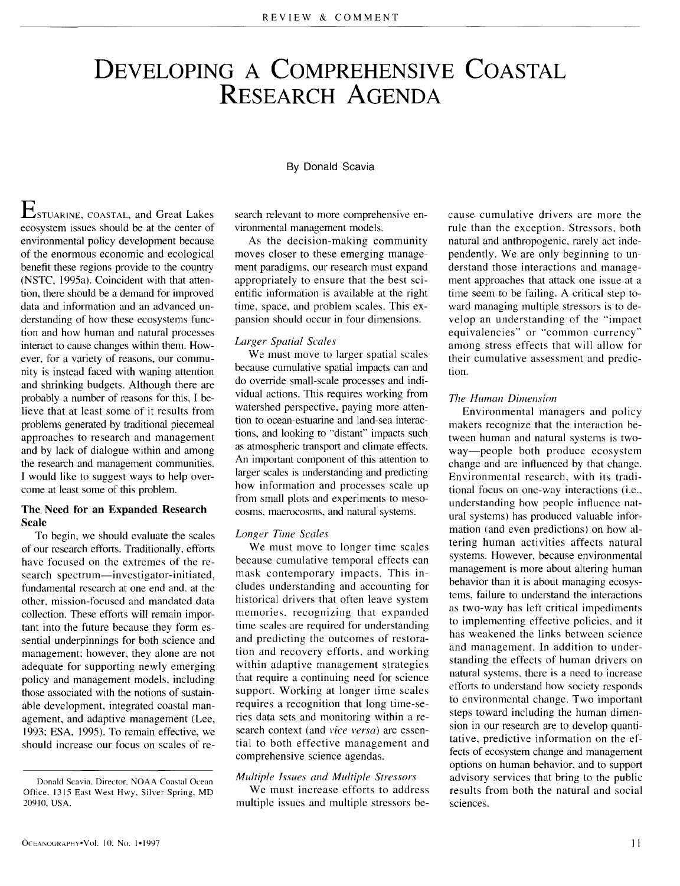# Developing a Comprehensive Coastal Research Agenda

By Donald Scavia

Estuarine, coastal, and Great Lakes ecosystem issues should be at the center of environmental policy development because of the enormous economic and ecological benefit these regions provide to the country (NSTC, 1995a). Coincident with that attention, there should be a demand for improved data and information and an advanced understanding of how these ecosystems function and how human and natural processes interact to cause changes within them. However, for a variety of reasons, our community is instead faced with waning attention and shrinking budgets. Although there are probably a number of reasons for this, I believe that at least some of it results from problems generated by traditional piecemeal approaches to research and management and by lack of dialogue within and among the research and management communities. I would like to suggest ways to help overcome at least some of this problem.

## The Need for an Expanded Research Scale

To begin, we should evaluate the scales of our research efforts. Traditionally, efforts have focused on the extremes of the research spectrum—investigator-initiated, fundamental research at one end and, at the other, mission-focused and mandated data collection. These efforts will remain important into the future because they form essential underpinnings for both science and management; however, they alone are not adequate for supporting newly emerging policy and management models, including those associated with the notions of sustainable development, integrated coastal management, and adaptive management (Lee, 1993; ESA, 1995). To remain effective, we should increase our focus on scales of research relevant to more comprehensive environmental management models.

As the decision-making community moves closer to these emerging management paradigms, our research must expand appropriately to ensure that the best scientific information is available at the right time, space, and problem scales. This expansion should occur in four dimensions.

### *Larger Spatial Scales*

We must move to larger spatial scales because cumulative spatial impacts can and do override small-scale processes and individual actions. This requires working from watershed perspective, paying more attention to ocean-estuarine and land-sea interactions, and looking to "distant" impacts such as atmospheric transport and climate effects. An important component of this attention to larger scales is understanding and predicting how information and processes scale up from small plots and experiments to mesocosms, macrocosms, and natural systems.

### *Longer Time Scales*

We must move to longer time scales because cumulative temporal effects can mask contemporary impacts. This includes understanding and accounting for historical drivers that often leave system memories, recognizing that expanded time scales are required for understanding and predicting the outcomes of restoration and recovery efforts, and working within adaptive management strategies that require a continuing need for science support. Working at longer time scales requires a recognition that long time-series data sets and monitoring within a research context (and *vice versa*) are essential to both effective management and comprehensive science agendas.

### *Multiple Issues and Multiple Stressors*

We must increase efforts to address multiple issues and multiple stressors because cumulative drivers are more the rule than the exception. Stressors, both natural and anthropogenic, rarely act independently. We are only beginning to understand those interactions and management approaches that attack one issue at a time seem to be failing. A critical step toward managing multiple stressors is to develop an understanding of the "impact equivalencies" or "common currency" among stress effects that will allow for their cumulative assessment and prediction.

### *The Human Dimension*

Environmental managers and policy makers recognize that the interaction between human and natural systems is two-way—people both produce ecosystem change and are influenced by that change. Environmental research, with its traditional focus on one-way interactions (i.e., understanding how people influence natural systems) has produced valuable information (and even predictions) on how altering human activities affects natural systems. However, because environmental management is more about altering human behavior than it is about managing ecosystems, failure to understand the interactions as two-way has left critical impediments to implementing effective policies, and it has weakened the links between science and management. In addition to understanding the effects of human drivers on natural systems, there is a need to increase efforts to understand how society responds to environmental change. Two important steps toward including the human dimension in our research are to develop quantitative, predictive information on the effects of ecosystem change and management options on human behavior, and to support advisory services that bring to the public results from both the natural and social sciences.

---

Donald Scavia, Director, NOAA Coastal Ocean Office, 1315 East West Hwy, Silver Spring, MD 20910, USA.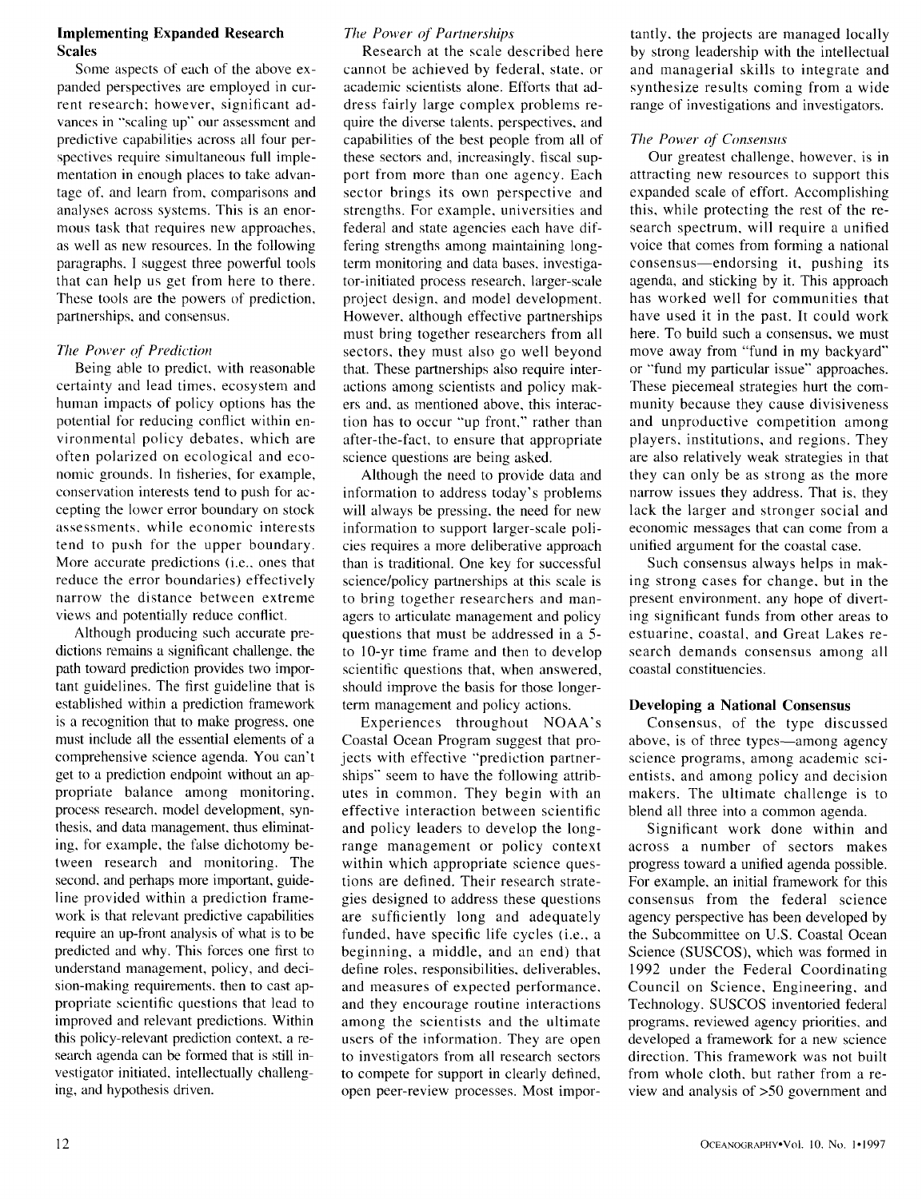## Implementing Expanded Research Scales

Some aspects of each of the above expanded perspectives are employed in current research; however, significant advances in "scaling up" our assessment and predictive capabilities across all four perspectives require simultaneous full implementation in enough places to take advantage of, and learn from, comparisons and analyses across systems. This is an enormous task that requires new approaches, as well as new resources. In the following paragraphs, I suggest three powerful tools that can help us get from here to there. These tools are the powers of prediction, partnerships, and consensus.

### *The Power of Prediction*

Being able to predict, with reasonable certainty and lead times, ecosystem and human impacts of policy options has the potential for reducing conflict within environmental policy debates, which are often polarized on ecological and economic grounds. In fisheries, for example, conservation interests tend to push for accepting the lower error boundary on stock assessments, while economic interests tend to push for the upper boundary. More accurate predictions (i.e., ones that reduce the error boundaries) effectively narrow the distance between extreme views and potentially reduce conflict.

Although producing such accurate predictions remains a significant challenge, the path toward prediction provides two important guidelines. The first guideline that is established within a prediction framework is a recognition that to make progress, one must include all the essential elements of a comprehensive science agenda. You can't get to a prediction endpoint without an appropriate balance among monitoring, process research, model development, synthesis, and data management, thus eliminating, for example, the false dichotomy between research and monitoring. The second, and perhaps more important, guideline provided within a prediction framework is that relevant predictive capabilities require an up-front analysis of what is to be predicted and why. This forces one first to understand management, policy, and decision-making requirements, then to cast appropriate scientific questions that lead to improved and relevant predictions. Within this policy-relevant prediction context, a research agenda can be formed that is still investigator initiated, intellectually challenging, and hypothesis driven.

### *The Power of Partnerships*

Research at the scale described here cannot be achieved by federal, state, or academic scientists alone. Efforts that address fairly large complex problems require the diverse talents, perspectives, and capabilities of the best people from all of these sectors and, increasingly, fiscal support from more than one agency. Each sector brings its own perspective and strengths. For example, universities and federal and state agencies each have differing strengths among maintaining long-term monitoring and data bases, investigator-initiated process research, larger-scale project design, and model development. However, although effective partnerships must bring together researchers from all sectors, they must also go well beyond that. These partnerships also require interactions among scientists and policy makers and, as mentioned above, this interaction has to occur "up front," rather than after-the-fact, to ensure that appropriate science questions are being asked.

Although the need to provide data and information to address today's problems will always be pressing, the need for new information to support larger-scale policies requires a more deliberative approach than is traditional. One key for successful science/policy partnerships at this scale is to bring together researchers and managers to articulate management and policy questions that must be addressed in a 5- to 10-yr time frame and then to develop scientific questions that, when answered, should improve the basis for those longer-term management and policy actions.

Experiences throughout NOAA's Coastal Ocean Program suggest that projects with effective "prediction partnerships" seem to have the following attributes in common. They begin with an effective interaction between scientific and policy leaders to develop the long-range management or policy context within which appropriate science questions are defined. Their research strategies designed to address these questions are sufficiently long and adequately funded, have specific life cycles (i.e., a beginning, a middle, and an end) that define roles, responsibilities, deliverables, and measures of expected performance, and they encourage routine interactions among the scientists and the ultimate users of the information. They are open to investigators from all research sectors to compete for support in clearly defined, open peer-review processes. Most importantly, the projects are managed locally by strong leadership with the intellectual and managerial skills to integrate and synthesize results coming from a wide range of investigations and investigators.

### *The Power of Consensus*

Our greatest challenge, however, is in attracting new resources to support this expanded scale of effort. Accomplishing this, while protecting the rest of the research spectrum, will require a unified voice that comes from forming a national consensus—endorsing it, pushing its agenda, and sticking by it. This approach has worked well for communities that have used it in the past. It could work here. To build such a consensus, we must move away from "fund in my backyard" or "fund my particular issue" approaches. These piecemeal strategies hurt the community because they cause divisiveness and unproductive competition among players, institutions, and regions. They are also relatively weak strategies in that they can only be as strong as the more narrow issues they address. That is, they lack the larger and stronger social and economic messages that can come from a unified argument for the coastal case.

Such consensus always helps in making strong cases for change, but in the present environment, any hope of diverting significant funds from other areas to estuarine, coastal, and Great Lakes research demands consensus among all coastal constituencies.

## Developing a National Consensus

Consensus, of the type discussed above, is of three types—among agency science programs, among academic scientists, and among policy and decision makers. The ultimate challenge is to blend all three into a common agenda.

Significant work done within and across a number of sectors makes progress toward a unified agenda possible. For example, an initial framework for this consensus from the federal science agency perspective has been developed by the Subcommittee on U.S. Coastal Ocean Science (SUSCOS), which was formed in 1992 under the Federal Coordinating Council on Science, Engineering, and Technology. SUSCOS inventoried federal programs, reviewed agency priorities, and developed a framework for a new science direction. This framework was not built from whole cloth, but rather from a review and analysis of >50 government and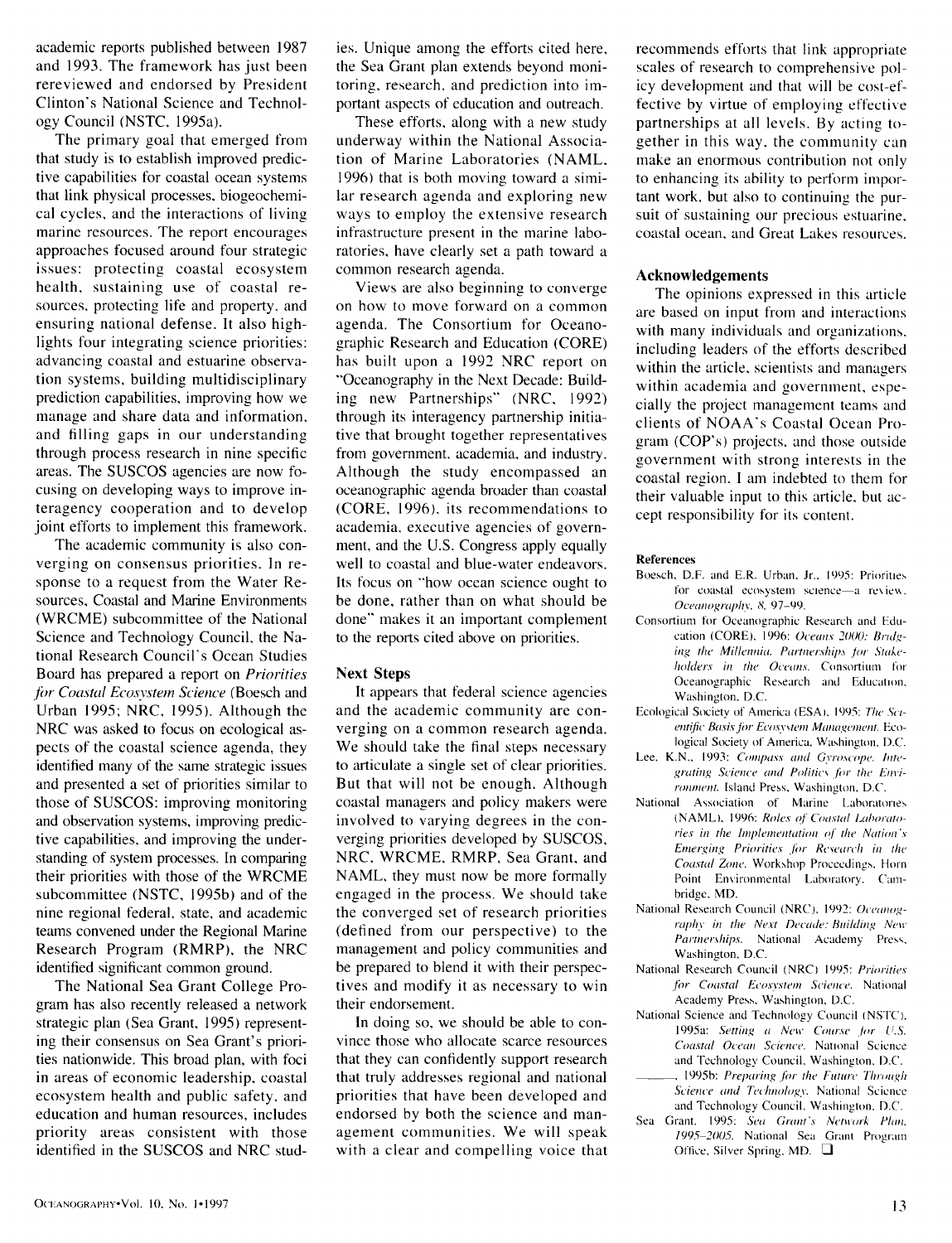academic reports published between 1987 and 1993. The framework has just been rereviewed and endorsed by President Clinton's National Science and Technology Council (NSTC, 1995a).

The primary goal that emerged from that study is to establish improved predictive capabilities for coastal ocean systems that link physical processes, biogeochemical cycles, and the interactions of living marine resources. The report encourages approaches focused around four strategic issues: protecting coastal ecosystem health, sustaining use of coastal resources, protecting life and property, and ensuring national defense. It also highlights four integrating science priorities: advancing coastal and estuarine observation systems, building multidisciplinary prediction capabilities, improving how we manage and share data and information, and filling gaps in our understanding through process research in nine specific areas. The SUSCOS agencies are now focusing on developing ways to improve interagency cooperation and to develop joint efforts to implement this framework.

The academic community is also converging on consensus priorities. In response to a request from the Water Resources, Coastal and Marine Environments (WRCME) subcommittee of the National Science and Technology Council, the National Research Council's Ocean Studies Board has prepared a report on *Priorities for Coastal Ecosystem Science* (Boesch and Urban 1995; NRC, 1995). Although the NRC was asked to focus on ecological aspects of the coastal science agenda, they identified many of the same strategic issues and presented a set of priorities similar to those of SUSCOS: improving monitoring and observation systems, improving predictive capabilities, and improving the understanding of system processes. In comparing their priorities with those of the WRCME subcommittee (NSTC, 1995b) and of the nine regional federal, state, and academic teams convened under the Regional Marine Research Program (RMRP), the NRC identified significant common ground.

The National Sea Grant College Program has also recently released a network strategic plan (Sea Grant, 1995) representing their consensus on Sea Grant's priorities nationwide. This broad plan, with foci in areas of economic leadership, coastal ecosystem health and public safety, and education and human resources, includes priority areas consistent with those identified in the SUSCOS and NRC studies. Unique among the efforts cited here, the Sea Grant plan extends beyond monitoring, research, and prediction into important aspects of education and outreach.

These efforts, along with a new study underway within the National Association of Marine Laboratories (NAML, 1996) that is both moving toward a similar research agenda and exploring new ways to employ the extensive research infrastructure present in the marine laboratories, have clearly set a path toward a common research agenda.

Views are also beginning to converge on how to move forward on a common agenda. The Consortium for Oceanographic Research and Education (CORE) has built upon a 1992 NRC report on "Oceanography in the Next Decade: Building new Partnerships" (NRC, 1992) through its interagency partnership initiative that brought together representatives from government, academia, and industry. Although the study encompassed an oceanographic agenda broader than coastal (CORE, 1996), its recommendations to academia, executive agencies of government, and the U.S. Congress apply equally well to coastal and blue-water endeavors. Its focus on "how ocean science ought to be done, rather than on what should be done" makes it an important complement to the reports cited above on priorities.

## Next Steps

It appears that federal science agencies and the academic community are converging on a common research agenda. We should take the final steps necessary to articulate a single set of clear priorities. But that will not be enough. Although coastal managers and policy makers were involved to varying degrees in the converging priorities developed by SUSCOS, NRC, WRCME, RMRP, Sea Grant, and NAML, they must now be more formally engaged in the process. We should take the converged set of research priorities (defined from our perspective) to the management and policy communities and be prepared to blend it with their perspectives and modify it as necessary to win their endorsement.

In doing so, we should be able to convince those who allocate scarce resources that they can confidently support research that truly addresses regional and national priorities that have been developed and endorsed by both the science and management communities. We will speak with a clear and compelling voice that recommends efforts that link appropriate scales of research to comprehensive policy development and that will be cost-effective by virtue of employing effective partnerships at all levels. By acting together in this way, the community can make an enormous contribution not only to enhancing its ability to perform important work, but also to continuing the pursuit of sustaining our precious estuarine, coastal ocean, and Great Lakes resources.

## Acknowledgements

The opinions expressed in this article are based on input from and interactions with many individuals and organizations, including leaders of the efforts described within the article, scientists and managers within academia and government, especially the project management teams and clients of NOAA's Coastal Ocean Program (COP's) projects, and those outside government with strong interests in the coastal region. I am indebted to them for their valuable input to this article, but accept responsibility for its content.

## References

Boesch, D.F. and E.R. Urban, Jr., 1995: Priorities for coastal ecosystem science—a review. *Oceanography*, *8*, 97–99.

Consortium for Oceanographic Research and Education (CORE), 1996: *Oceans 2000: Bridging the Millennia. Partnerships for Stakeholders in the Oceans*. Consortium for Oceanographic Research and Education, Washington, D.C.

Ecological Society of America (ESA), 1995: *The Scientific Basis for Ecosystem Management*. Ecological Society of America, Washington, D.C.

Lee, K.N., 1993: *Compass and Gyroscope. Integrating Science and Politics for the Environment*. Island Press, Washington, D.C.

National Association of Marine Laboratories (NAML), 1996: *Roles of Coastal Laboratories in the Implementation of the Nation's Emerging Priorities for Research in the Coastal Zone*. Workshop Proceedings, Horn Point Environmental Laboratory, Cambridge, MD.

National Research Council (NRC), 1992: *Oceanography in the Next Decade: Building New Partnerships*. National Academy Press, Washington, D.C.

National Research Council (NRC) 1995: *Priorities for Coastal Ecosystem Science*. National Academy Press, Washington, D.C.

National Science and Technology Council (NSTC), 1995a: *Setting a New Course for U.S. Coastal Ocean Science*. National Science and Technology Council, Washington, D.C.

———, 1995b: *Preparing for the Future Through Science and Technology*. National Science and Technology Council, Washington, D.C.

Sea Grant, 1995: *Sea Grant's Network Plan, 1995–2005*. National Sea Grant Program Office, Silver Spring, MD.